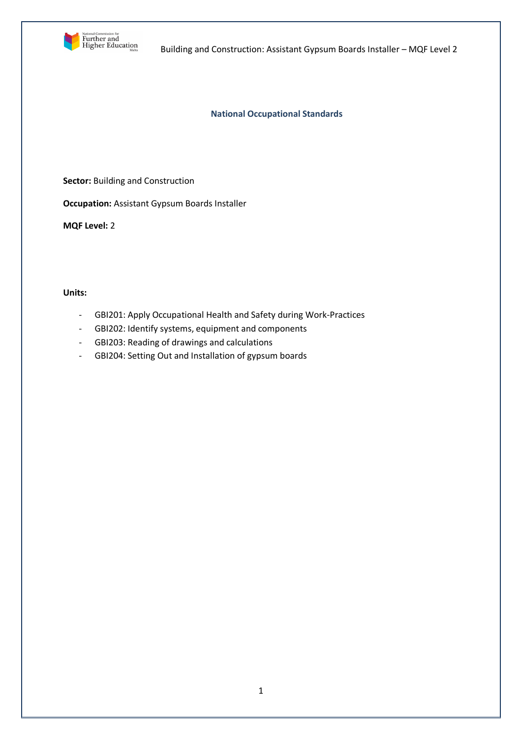# National Occupational Standards

**Sector:** Building and Construction

**Occupation:** Assistant Gypsum Boards Installer

**MQF Level:** 2

**Units:**

- GBI201: Apply Occupational Health and Safety during Work-Practices
- GBI202: Identify systems, equipment and components
- GBI203: Reading of drawings and calculations
- GBI204: Setting Out and Installation of gypsum boards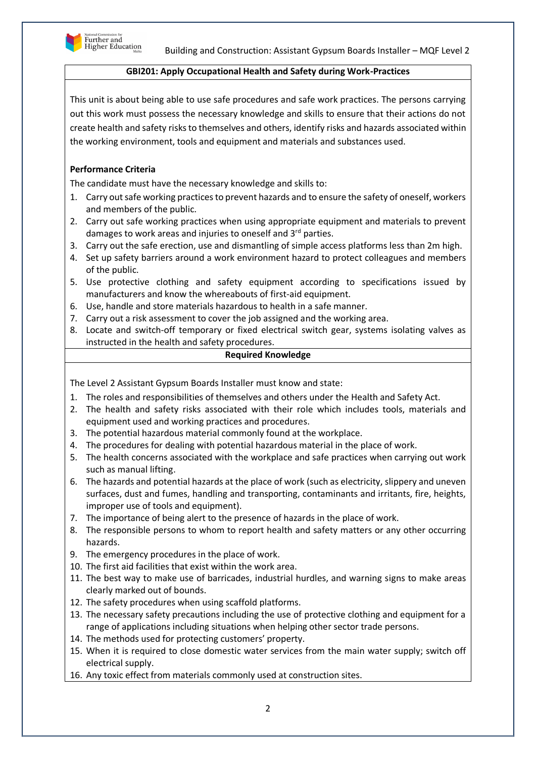## GBI201: Apply Occupational Health and Safety during Work-Practices

This unit is about being able to use safe procedures and safe work practices. The persons carrying out this work must possess the necessary knowledge and skills to ensure that their actions do not create health and safety risks to themselves and others, identify risks and hazards associated within the working environment, tools and equipment and materials and substances used.

### Performance Criteria

The candidate must have the necessary knowledge and skills to:

1. Carry out safe working practices to prevent hazards and to ensure the safety of oneself, workers and members of the public.
2. Carry out safe working practices when using appropriate equipment and materials to prevent damages to work areas and injuries to oneself and 3rd parties.
3. Carry out the safe erection, use and dismantling of simple access platforms less than 2m high.
4. Set up safety barriers around a work environment hazard to protect colleagues and members of the public.
5. Use protective clothing and safety equipment according to specifications issued by manufacturers and know the whereabouts of first-aid equipment.
6. Use, handle and store materials hazardous to health in a safe manner.
7. Carry out a risk assessment to cover the job assigned and the working area.
8. Locate and switch-off temporary or fixed electrical switch gear, systems isolating valves as instructed in the health and safety procedures.

### Required Knowledge

The Level 2 Assistant Gypsum Boards Installer must know and state:

1. The roles and responsibilities of themselves and others under the Health and Safety Act.
2. The health and safety risks associated with their role which includes tools, materials and equipment used and working practices and procedures.
3. The potential hazardous material commonly found at the workplace.
4. The procedures for dealing with potential hazardous material in the place of work.
5. The health concerns associated with the workplace and safe practices when carrying out work such as manual lifting.
6. The hazards and potential hazards at the place of work (such as electricity, slippery and uneven surfaces, dust and fumes, handling and transporting, contaminants and irritants, fire, heights, improper use of tools and equipment).
7. The importance of being alert to the presence of hazards in the place of work.
8. The responsible persons to whom to report health and safety matters or any other occurring hazards.
9. The emergency procedures in the place of work.
10. The first aid facilities that exist within the work area.
11. The best way to make use of barricades, industrial hurdles, and warning signs to make areas clearly marked out of bounds.
12. The safety procedures when using scaffold platforms.
13. The necessary safety precautions including the use of protective clothing and equipment for a range of applications including situations when helping other sector trade persons.
14. The methods used for protecting customers' property.
15. When it is required to close domestic water services from the main water supply; switch off electrical supply.
16. Any toxic effect from materials commonly used at construction sites.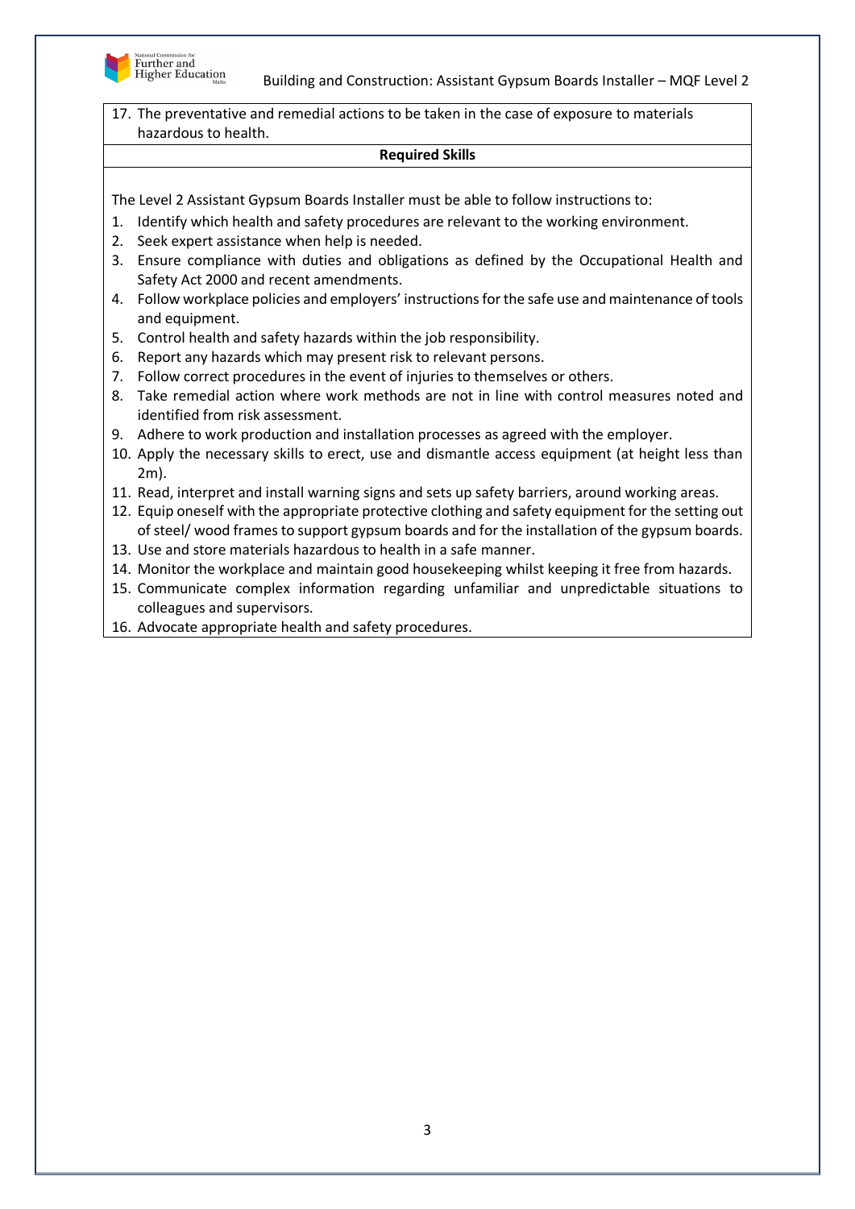17. The preventative and remedial actions to be taken in the case of exposure to materials hazardous to health.

**Required Skills**

The Level 2 Assistant Gypsum Boards Installer must be able to follow instructions to:

1. Identify which health and safety procedures are relevant to the working environment.
2. Seek expert assistance when help is needed.
3. Ensure compliance with duties and obligations as defined by the Occupational Health and Safety Act 2000 and recent amendments.
4. Follow workplace policies and employers' instructions for the safe use and maintenance of tools and equipment.
5. Control health and safety hazards within the job responsibility.
6. Report any hazards which may present risk to relevant persons.
7. Follow correct procedures in the event of injuries to themselves or others.
8. Take remedial action where work methods are not in line with control measures noted and identified from risk assessment.
9. Adhere to work production and installation processes as agreed with the employer.
10. Apply the necessary skills to erect, use and dismantle access equipment (at height less than 2m).
11. Read, interpret and install warning signs and sets up safety barriers, around working areas.
12. Equip oneself with the appropriate protective clothing and safety equipment for the setting out of steel/ wood frames to support gypsum boards and for the installation of the gypsum boards.
13. Use and store materials hazardous to health in a safe manner.
14. Monitor the workplace and maintain good housekeeping whilst keeping it free from hazards.
15. Communicate complex information regarding unfamiliar and unpredictable situations to colleagues and supervisors.
16. Advocate appropriate health and safety procedures.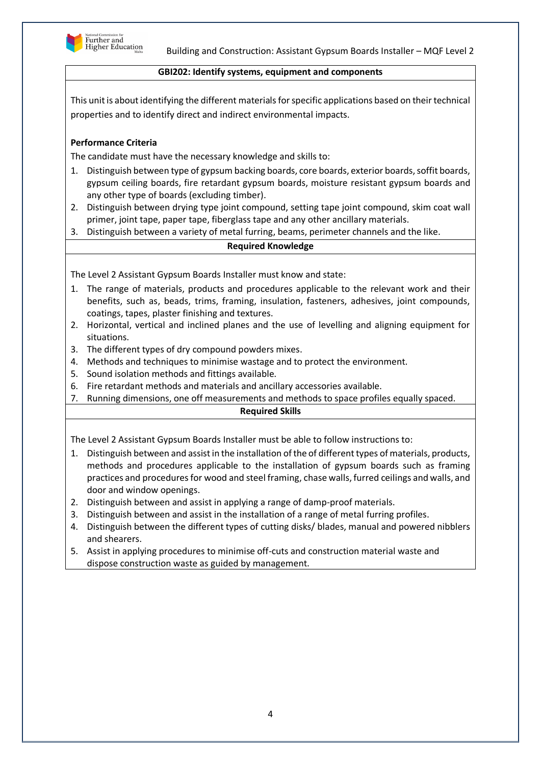## GBI202: Identify systems, equipment and components

This unit is about identifying the different materials for specific applications based on their technical properties and to identify direct and indirect environmental impacts.

**Performance Criteria**

The candidate must have the necessary knowledge and skills to:

1. Distinguish between type of gypsum backing boards, core boards, exterior boards, soffit boards, gypsum ceiling boards, fire retardant gypsum boards, moisture resistant gypsum boards and any other type of boards (excluding timber).
2. Distinguish between drying type joint compound, setting tape joint compound, skim coat wall primer, joint tape, paper tape, fiberglass tape and any other ancillary materials.
3. Distinguish between a variety of metal furring, beams, perimeter channels and the like.

### Required Knowledge

The Level 2 Assistant Gypsum Boards Installer must know and state:

1. The range of materials, products and procedures applicable to the relevant work and their benefits, such as, beads, trims, framing, insulation, fasteners, adhesives, joint compounds, coatings, tapes, plaster finishing and textures.
2. Horizontal, vertical and inclined planes and the use of levelling and aligning equipment for situations.
3. The different types of dry compound powders mixes.
4. Methods and techniques to minimise wastage and to protect the environment.
5. Sound isolation methods and fittings available.
6. Fire retardant methods and materials and ancillary accessories available.
7. Running dimensions, one off measurements and methods to space profiles equally spaced.

### Required Skills

The Level 2 Assistant Gypsum Boards Installer must be able to follow instructions to:

1. Distinguish between and assist in the installation of the of different types of materials, products, methods and procedures applicable to the installation of gypsum boards such as framing practices and procedures for wood and steel framing, chase walls, furred ceilings and walls, and door and window openings.
2. Distinguish between and assist in applying a range of damp-proof materials.
3. Distinguish between and assist in the installation of a range of metal furring profiles.
4. Distinguish between the different types of cutting disks/ blades, manual and powered nibblers and shearers.
5. Assist in applying procedures to minimise off-cuts and construction material waste and dispose construction waste as guided by management.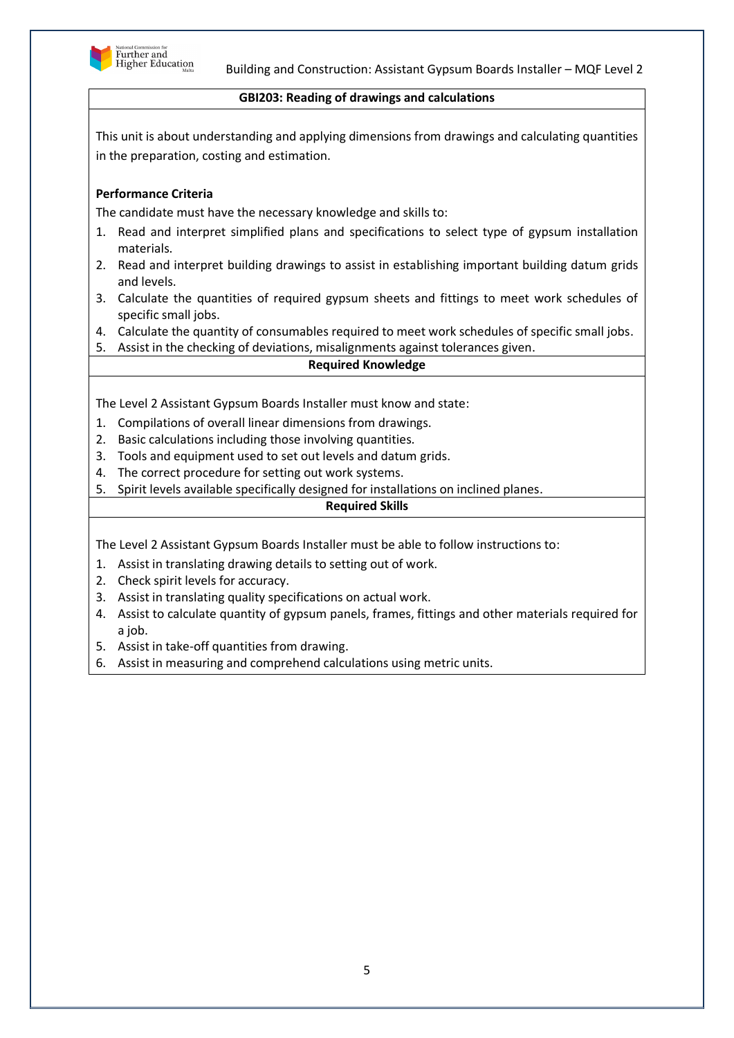## GBI203: Reading of drawings and calculations

This unit is about understanding and applying dimensions from drawings and calculating quantities in the preparation, costing and estimation.

**Performance Criteria**

The candidate must have the necessary knowledge and skills to:

1. Read and interpret simplified plans and specifications to select type of gypsum installation materials.
2. Read and interpret building drawings to assist in establishing important building datum grids and levels.
3. Calculate the quantities of required gypsum sheets and fittings to meet work schedules of specific small jobs.
4. Calculate the quantity of consumables required to meet work schedules of specific small jobs.
5. Assist in the checking of deviations, misalignments against tolerances given.

### Required Knowledge

The Level 2 Assistant Gypsum Boards Installer must know and state:

1. Compilations of overall linear dimensions from drawings.
2. Basic calculations including those involving quantities.
3. Tools and equipment used to set out levels and datum grids.
4. The correct procedure for setting out work systems.
5. Spirit levels available specifically designed for installations on inclined planes.

### Required Skills

The Level 2 Assistant Gypsum Boards Installer must be able to follow instructions to:

1. Assist in translating drawing details to setting out of work.
2. Check spirit levels for accuracy.
3. Assist in translating quality specifications on actual work.
4. Assist to calculate quantity of gypsum panels, frames, fittings and other materials required for a job.
5. Assist in take-off quantities from drawing.
6. Assist in measuring and comprehend calculations using metric units.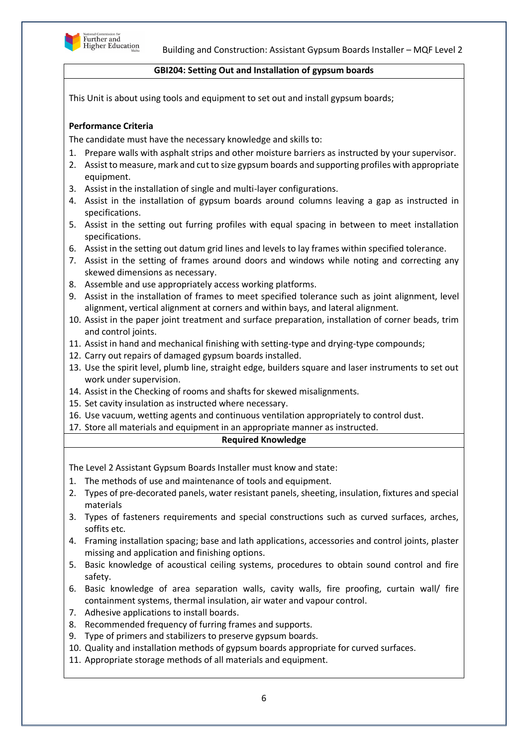## GBI204: Setting Out and Installation of gypsum boards

This Unit is about using tools and equipment to set out and install gypsum boards;

**Performance Criteria**

The candidate must have the necessary knowledge and skills to:

1. Prepare walls with asphalt strips and other moisture barriers as instructed by your supervisor.
2. Assist to measure, mark and cut to size gypsum boards and supporting profiles with appropriate equipment.
3. Assist in the installation of single and multi-layer configurations.
4. Assist in the installation of gypsum boards around columns leaving a gap as instructed in specifications.
5. Assist in the setting out furring profiles with equal spacing in between to meet installation specifications.
6. Assist in the setting out datum grid lines and levels to lay frames within specified tolerance.
7. Assist in the setting of frames around doors and windows while noting and correcting any skewed dimensions as necessary.
8. Assemble and use appropriately access working platforms.
9. Assist in the installation of frames to meet specified tolerance such as joint alignment, level alignment, vertical alignment at corners and within bays, and lateral alignment.
10. Assist in the paper joint treatment and surface preparation, installation of corner beads, trim and control joints.
11. Assist in hand and mechanical finishing with setting-type and drying-type compounds;
12. Carry out repairs of damaged gypsum boards installed.
13. Use the spirit level, plumb line, straight edge, builders square and laser instruments to set out work under supervision.
14. Assist in the Checking of rooms and shafts for skewed misalignments.
15. Set cavity insulation as instructed where necessary.
16. Use vacuum, wetting agents and continuous ventilation appropriately to control dust.
17. Store all materials and equipment in an appropriate manner as instructed.

### Required Knowledge

The Level 2 Assistant Gypsum Boards Installer must know and state:

1. The methods of use and maintenance of tools and equipment.
2. Types of pre-decorated panels, water resistant panels, sheeting, insulation, fixtures and special materials
3. Types of fasteners requirements and special constructions such as curved surfaces, arches, soffits etc.
4. Framing installation spacing; base and lath applications, accessories and control joints, plaster missing and application and finishing options.
5. Basic knowledge of acoustical ceiling systems, procedures to obtain sound control and fire safety.
6. Basic knowledge of area separation walls, cavity walls, fire proofing, curtain wall/ fire containment systems, thermal insulation, air water and vapour control.
7. Adhesive applications to install boards.
8. Recommended frequency of furring frames and supports.
9. Type of primers and stabilizers to preserve gypsum boards.
10. Quality and installation methods of gypsum boards appropriate for curved surfaces.
11. Appropriate storage methods of all materials and equipment.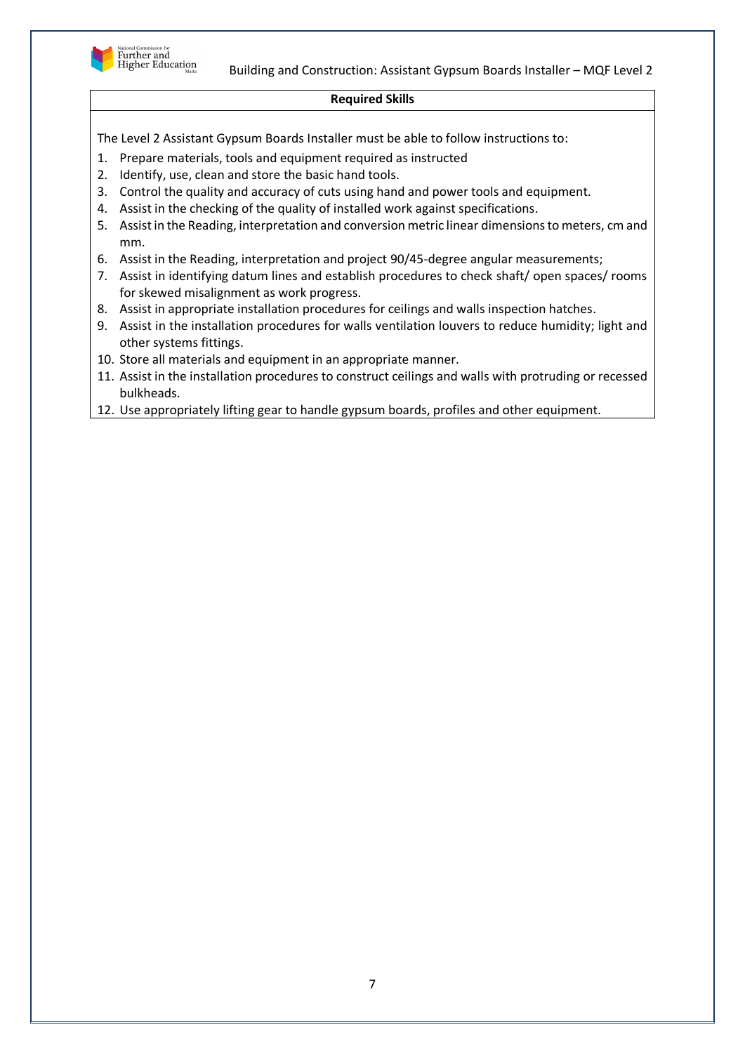**Required Skills**

The Level 2 Assistant Gypsum Boards Installer must be able to follow instructions to:

1. Prepare materials, tools and equipment required as instructed
2. Identify, use, clean and store the basic hand tools.
3. Control the quality and accuracy of cuts using hand and power tools and equipment.
4. Assist in the checking of the quality of installed work against specifications.
5. Assist in the Reading, interpretation and conversion metric linear dimensions to meters, cm and mm.
6. Assist in the Reading, interpretation and project 90/45-degree angular measurements;
7. Assist in identifying datum lines and establish procedures to check shaft/ open spaces/ rooms for skewed misalignment as work progress.
8. Assist in appropriate installation procedures for ceilings and walls inspection hatches.
9. Assist in the installation procedures for walls ventilation louvers to reduce humidity; light and other systems fittings.
10. Store all materials and equipment in an appropriate manner.
11. Assist in the installation procedures to construct ceilings and walls with protruding or recessed bulkheads.
12. Use appropriately lifting gear to handle gypsum boards, profiles and other equipment.